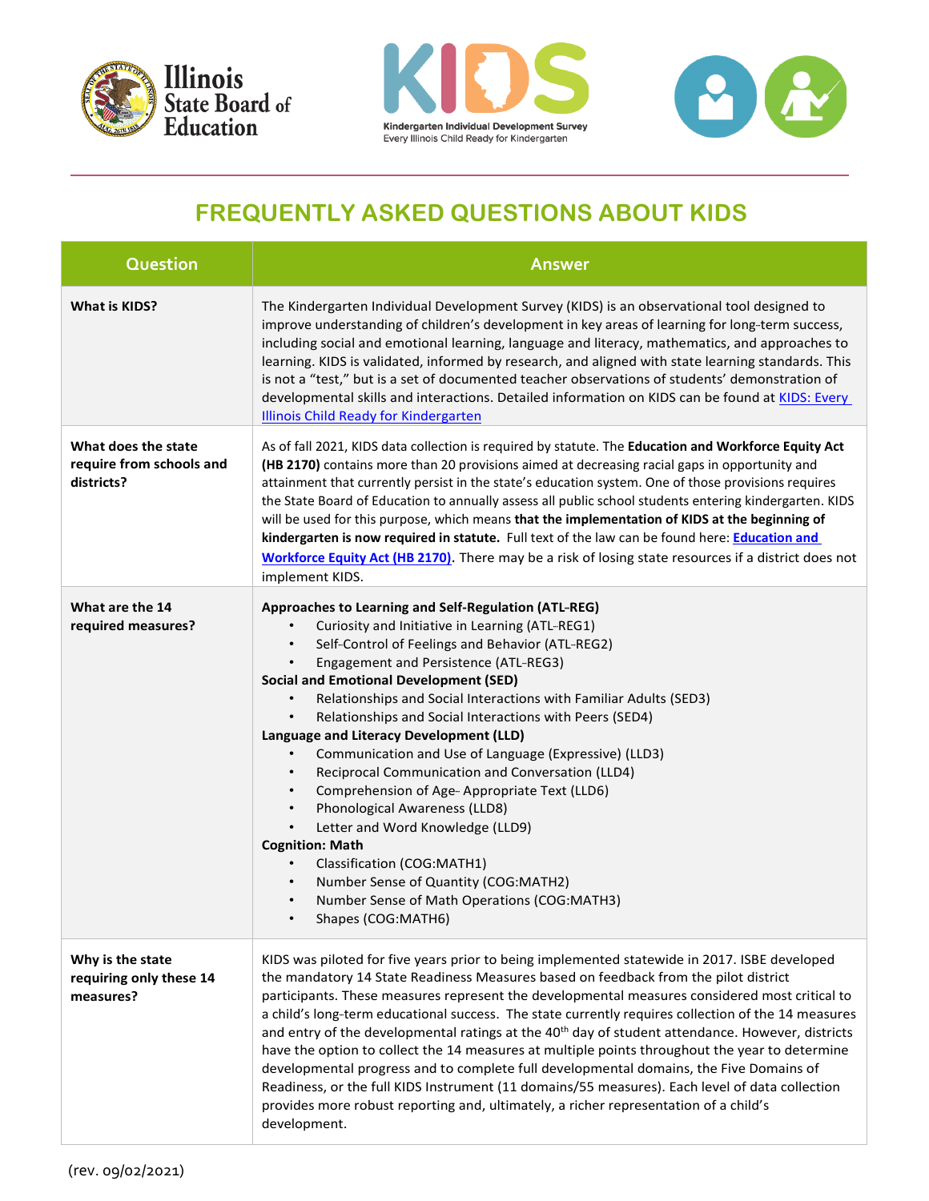Illinois State Board of Education

KIDS
Kindergarten Individual Development Survey
Every Illinois Child Ready for Kindergarten

# FREQUENTLY ASKED QUESTIONS ABOUT KIDS

| Question | Answer |
|---|---|
| **What is KIDS?** | The Kindergarten Individual Development Survey (KIDS) is an observational tool designed to improve understanding of children's development in key areas of learning for long-term success, including social and emotional learning, language and literacy, mathematics, and approaches to learning. KIDS is validated, informed by research, and aligned with state learning standards. This is not a "test," but is a set of documented teacher observations of students' demonstration of developmental skills and interactions. Detailed information on KIDS can be found at [KIDS: Every Illinois Child Ready for Kindergarten]() |
| **What does the state require from schools and districts?** | As of fall 2021, KIDS data collection is required by statute. The **Education and Workforce Equity Act (HB 2170)** contains more than 20 provisions aimed at decreasing racial gaps in opportunity and attainment that currently persist in the state's education system. One of those provisions requires the State Board of Education to annually assess all public school students entering kindergarten. KIDS will be used for this purpose, which means **that the implementation of KIDS at the beginning of kindergarten is now required in statute.** Full text of the law can be found here: **[Education and Workforce Equity Act (HB 2170)]()**. There may be a risk of losing state resources if a district does not implement KIDS. |
| **What are the 14 required measures?** | **Approaches to Learning and Self-Regulation (ATL-REG)**<br>• Curiosity and Initiative in Learning (ATL-REG1)<br>• Self-Control of Feelings and Behavior (ATL-REG2)<br>• Engagement and Persistence (ATL-REG3)<br>**Social and Emotional Development (SED)**<br>• Relationships and Social Interactions with Familiar Adults (SED3)<br>• Relationships and Social Interactions with Peers (SED4)<br>**Language and Literacy Development (LLD)**<br>• Communication and Use of Language (Expressive) (LLD3)<br>• Reciprocal Communication and Conversation (LLD4)<br>• Comprehension of Age- Appropriate Text (LLD6)<br>• Phonological Awareness (LLD8)<br>• Letter and Word Knowledge (LLD9)<br>**Cognition: Math**<br>• Classification (COG:MATH1)<br>• Number Sense of Quantity (COG:MATH2)<br>• Number Sense of Math Operations (COG:MATH3)<br>• Shapes (COG:MATH6) |
| **Why is the state requiring only these 14 measures?** | KIDS was piloted for five years prior to being implemented statewide in 2017. ISBE developed the mandatory 14 State Readiness Measures based on feedback from the pilot district participants. These measures represent the developmental measures considered most critical to a child's long-term educational success. The state currently requires collection of the 14 measures and entry of the developmental ratings at the 40th day of student attendance. However, districts have the option to collect the 14 measures at multiple points throughout the year to determine developmental progress and to complete full developmental domains, the Five Domains of Readiness, or the full KIDS Instrument (11 domains/55 measures). Each level of data collection provides more robust reporting and, ultimately, a richer representation of a child's development. |

(rev. 09/02/2021)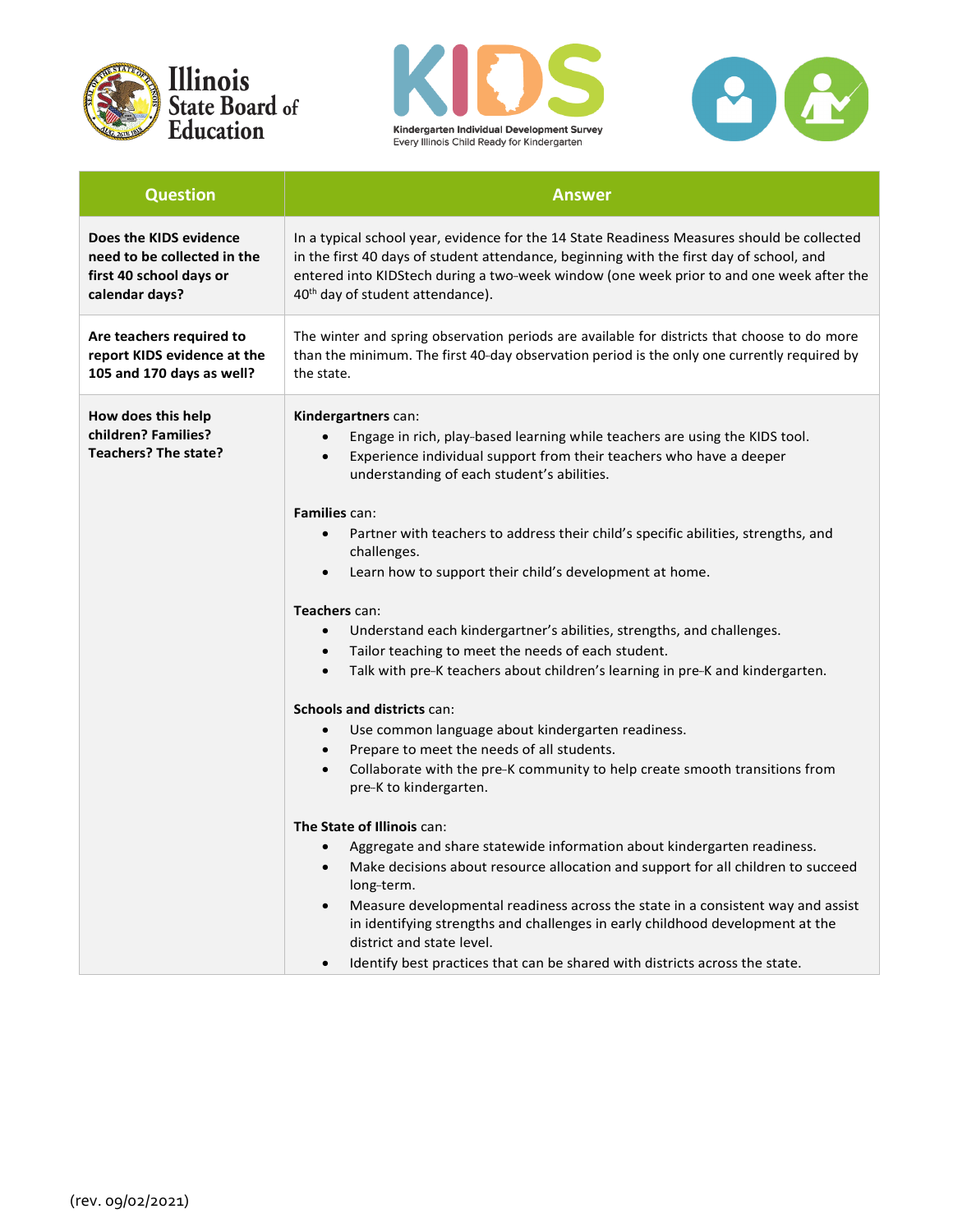| Question | Answer |
| --- | --- |
| **Does the KIDS evidence need to be collected in the first 40 school days or calendar days?** | In a typical school year, evidence for the 14 State Readiness Measures should be collected in the first 40 days of student attendance, beginning with the first day of school, and entered into KIDStech during a two-week window (one week prior to and one week after the 40th day of student attendance). |
| **Are teachers required to report KIDS evidence at the 105 and 170 days as well?** | The winter and spring observation periods are available for districts that choose to do more than the minimum. The first 40-day observation period is the only one currently required by the state. |
| **How does this help children? Families? Teachers? The state?** | **Kindergartners** can:<br>• Engage in rich, play-based learning while teachers are using the KIDS tool.<br>• Experience individual support from their teachers who have a deeper understanding of each student's abilities.<br><br>**Families** can:<br>• Partner with teachers to address their child's specific abilities, strengths, and challenges.<br>• Learn how to support their child's development at home.<br><br>**Teachers** can:<br>• Understand each kindergartner's abilities, strengths, and challenges.<br>• Tailor teaching to meet the needs of each student.<br>• Talk with pre-K teachers about children's learning in pre-K and kindergarten.<br><br>**Schools and districts** can:<br>• Use common language about kindergarten readiness.<br>• Prepare to meet the needs of all students.<br>• Collaborate with the pre-K community to help create smooth transitions from pre-K to kindergarten.<br><br>**The State of Illinois** can:<br>• Aggregate and share statewide information about kindergarten readiness.<br>• Make decisions about resource allocation and support for all children to succeed long-term.<br>• Measure developmental readiness across the state in a consistent way and assist in identifying strengths and challenges in early childhood development at the district and state level.<br>• Identify best practices that can be shared with districts across the state. |

(rev. 09/02/2021)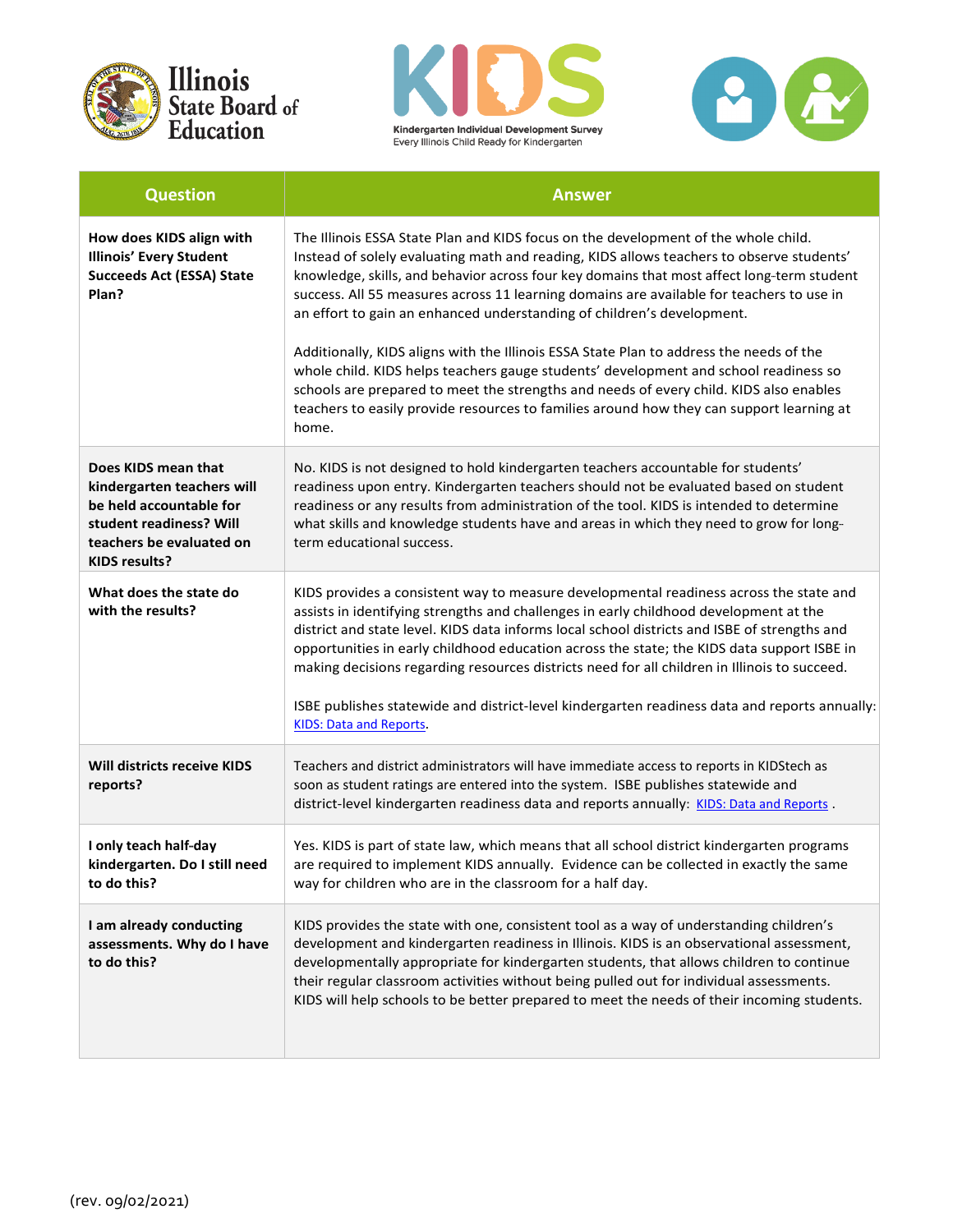| Question | Answer |
|---|---|
| **How does KIDS align with Illinois' Every Student Succeeds Act (ESSA) State Plan?** | The Illinois ESSA State Plan and KIDS focus on the development of the whole child. Instead of solely evaluating math and reading, KIDS allows teachers to observe students' knowledge, skills, and behavior across four key domains that most affect long-term student success. All 55 measures across 11 learning domains are available for teachers to use in an effort to gain an enhanced understanding of children's development.<br><br>Additionally, KIDS aligns with the Illinois ESSA State Plan to address the needs of the whole child. KIDS helps teachers gauge students' development and school readiness so schools are prepared to meet the strengths and needs of every child. KIDS also enables teachers to easily provide resources to families around how they can support learning at home. |
| **Does KIDS mean that kindergarten teachers will be held accountable for student readiness? Will teachers be evaluated on KIDS results?** | No. KIDS is not designed to hold kindergarten teachers accountable for students' readiness upon entry. Kindergarten teachers should not be evaluated based on student readiness or any results from administration of the tool. KIDS is intended to determine what skills and knowledge students have and areas in which they need to grow for long-term educational success. |
| **What does the state do with the results?** | KIDS provides a consistent way to measure developmental readiness across the state and assists in identifying strengths and challenges in early childhood development at the district and state level. KIDS data informs local school districts and ISBE of strengths and opportunities in early childhood education across the state; the KIDS data support ISBE in making decisions regarding resources districts need for all children in Illinois to succeed.<br><br>ISBE publishes statewide and district-level kindergarten readiness data and reports annually: [KIDS: Data and Reports]. |
| **Will districts receive KIDS reports?** | Teachers and district administrators will have immediate access to reports in KIDStech as soon as student ratings are entered into the system. ISBE publishes statewide and district-level kindergarten readiness data and reports annually: [KIDS: Data and Reports] . |
| **I only teach half-day kindergarten. Do I still need to do this?** | Yes. KIDS is part of state law, which means that all school district kindergarten programs are required to implement KIDS annually. Evidence can be collected in exactly the same way for children who are in the classroom for a half day. |
| **I am already conducting assessments. Why do I have to do this?** | KIDS provides the state with one, consistent tool as a way of understanding children's development and kindergarten readiness in Illinois. KIDS is an observational assessment, developmentally appropriate for kindergarten students, that allows children to continue their regular classroom activities without being pulled out for individual assessments. KIDS will help schools to be better prepared to meet the needs of their incoming students. |

(rev. 09/02/2021)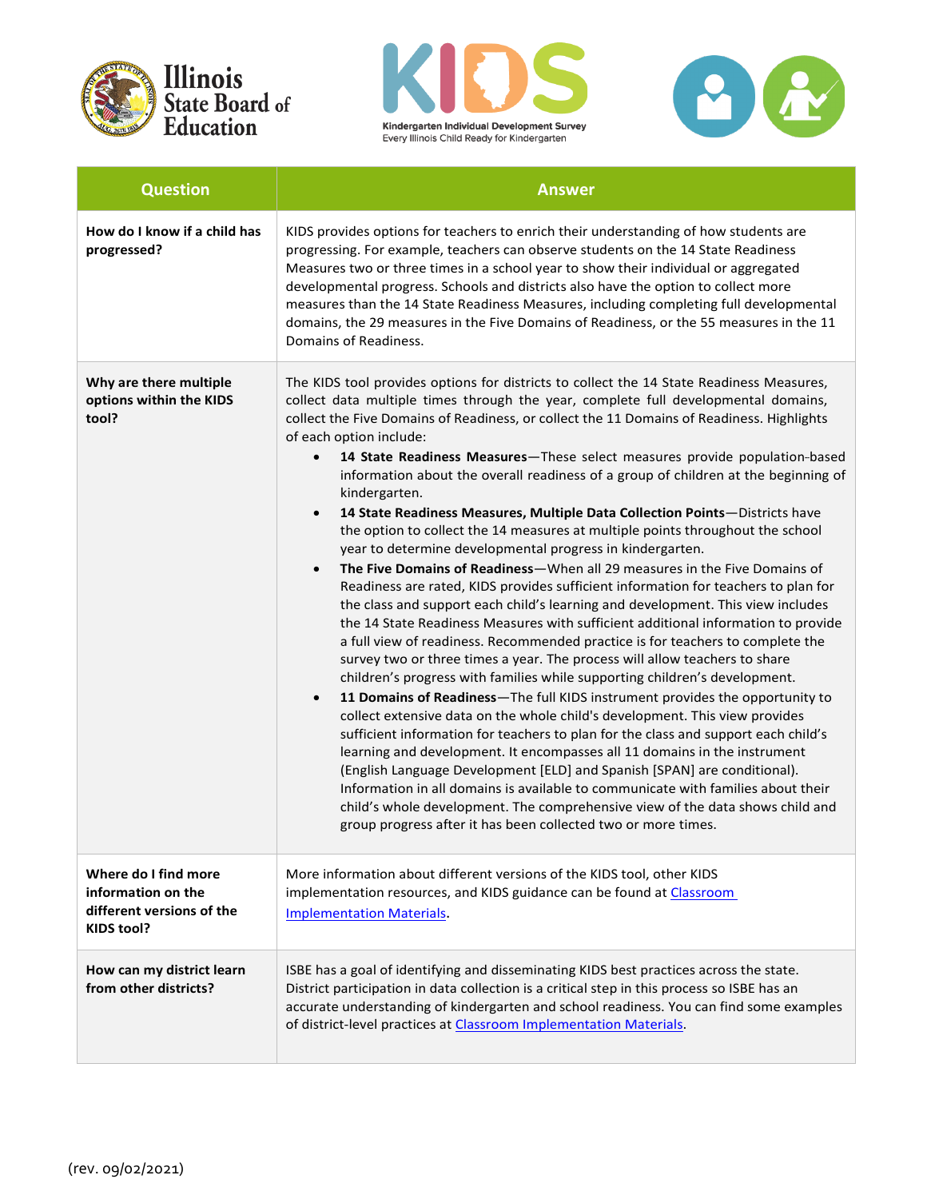| Question | Answer |
| --- | --- |
| **How do I know if a child has progressed?** | KIDS provides options for teachers to enrich their understanding of how students are progressing. For example, teachers can observe students on the 14 State Readiness Measures two or three times in a school year to show their individual or aggregated developmental progress. Schools and districts also have the option to collect more measures than the 14 State Readiness Measures, including completing full developmental domains, the 29 measures in the Five Domains of Readiness, or the 55 measures in the 11 Domains of Readiness. |
| **Why are there multiple options within the KIDS tool?** | The KIDS tool provides options for districts to collect the 14 State Readiness Measures, collect data multiple times through the year, complete full developmental domains, collect the Five Domains of Readiness, or collect the 11 Domains of Readiness. Highlights of each option include:<br>• **14 State Readiness Measures**—These select measures provide population-based information about the overall readiness of a group of children at the beginning of kindergarten.<br>• **14 State Readiness Measures, Multiple Data Collection Points**—Districts have the option to collect the 14 measures at multiple points throughout the school year to determine developmental progress in kindergarten.<br>• **The Five Domains of Readiness**—When all 29 measures in the Five Domains of Readiness are rated, KIDS provides sufficient information for teachers to plan for the class and support each child's learning and development. This view includes the 14 State Readiness Measures with sufficient additional information to provide a full view of readiness. Recommended practice is for teachers to complete the survey two or three times a year. The process will allow teachers to share children's progress with families while supporting children's development.<br>• **11 Domains of Readiness**—The full KIDS instrument provides the opportunity to collect extensive data on the whole child's development. This view provides sufficient information for teachers to plan for the class and support each child's learning and development. It encompasses all 11 domains in the instrument (English Language Development [ELD] and Spanish [SPAN] are conditional). Information in all domains is available to communicate with families about their child's whole development. The comprehensive view of the data shows child and group progress after it has been collected two or more times. |
| **Where do I find more information on the different versions of the KIDS tool?** | More information about different versions of the KIDS tool, other KIDS implementation resources, and KIDS guidance can be found at Classroom Implementation Materials. |
| **How can my district learn from other districts?** | ISBE has a goal of identifying and disseminating KIDS best practices across the state. District participation in data collection is a critical step in this process so ISBE has an accurate understanding of kindergarten and school readiness. You can find some examples of district-level practices at Classroom Implementation Materials. |

(rev. 09/02/2021)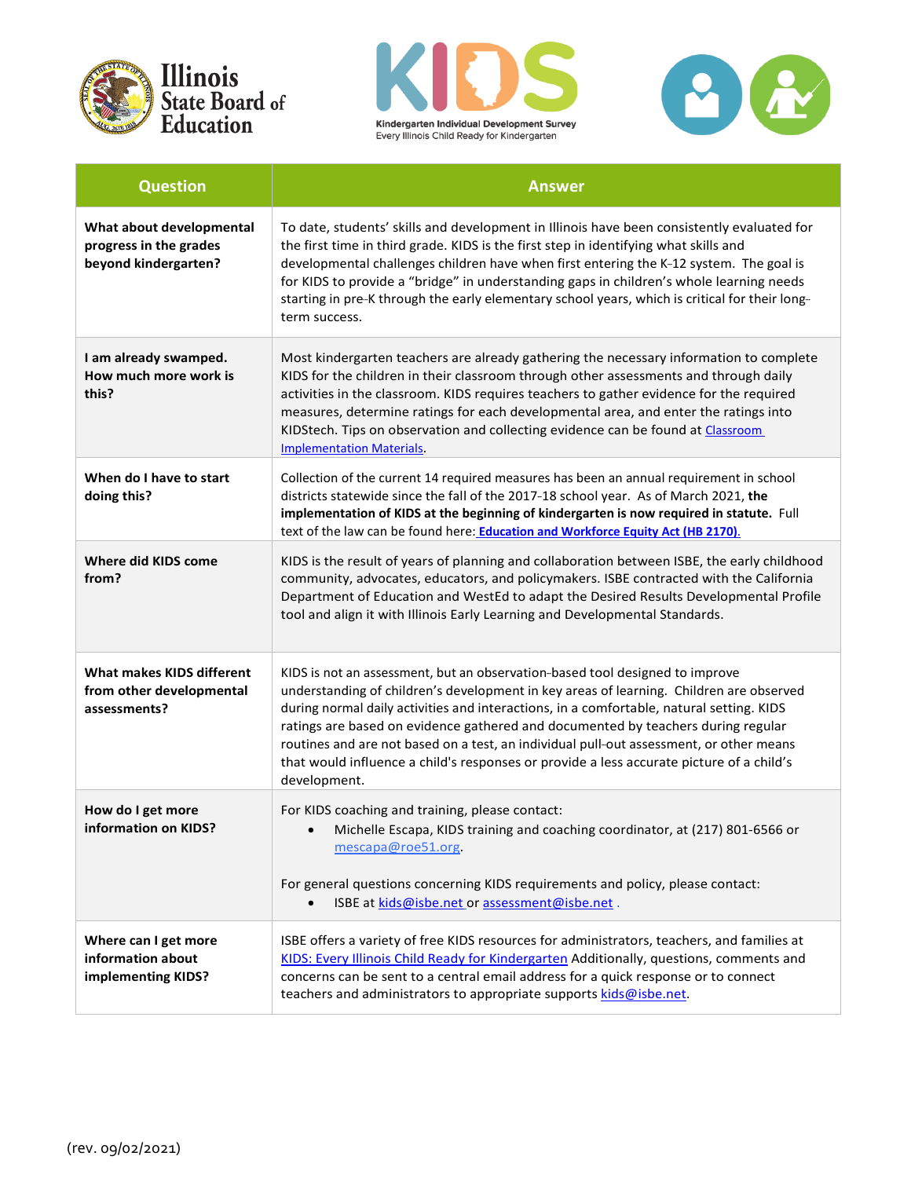| Question | Answer |
|---|---|
| **What about developmental progress in the grades beyond kindergarten?** | To date, students' skills and development in Illinois have been consistently evaluated for the first time in third grade. KIDS is the first step in identifying what skills and developmental challenges children have when first entering the K-12 system. The goal is for KIDS to provide a "bridge" in understanding gaps in children's whole learning needs starting in pre-K through the early elementary school years, which is critical for their long-term success. |
| **I am already swamped. How much more work is this?** | Most kindergarten teachers are already gathering the necessary information to complete KIDS for the children in their classroom through other assessments and through daily activities in the classroom. KIDS requires teachers to gather evidence for the required measures, determine ratings for each developmental area, and enter the ratings into KIDStech. Tips on observation and collecting evidence can be found at Classroom Implementation Materials. |
| **When do I have to start doing this?** | Collection of the current 14 required measures has been an annual requirement in school districts statewide since the fall of the 2017-18 school year. As of March 2021, **the implementation of KIDS at the beginning of kindergarten is now required in statute.** Full text of the law can be found here: **Education and Workforce Equity Act (HB 2170).** |
| **Where did KIDS come from?** | KIDS is the result of years of planning and collaboration between ISBE, the early childhood community, advocates, educators, and policymakers. ISBE contracted with the California Department of Education and WestEd to adapt the Desired Results Developmental Profile tool and align it with Illinois Early Learning and Developmental Standards. |
| **What makes KIDS different from other developmental assessments?** | KIDS is not an assessment, but an observation-based tool designed to improve understanding of children's development in key areas of learning. Children are observed during normal daily activities and interactions, in a comfortable, natural setting. KIDS ratings are based on evidence gathered and documented by teachers during regular routines and are not based on a test, an individual pull-out assessment, or other means that would influence a child's responses or provide a less accurate picture of a child's development. |
| **How do I get more information on KIDS?** | For KIDS coaching and training, please contact:<br>• Michelle Escapa, KIDS training and coaching coordinator, at (217) 801-6566 or mescapa@roe51.org.<br><br>For general questions concerning KIDS requirements and policy, please contact:<br>• ISBE at kids@isbe.net or assessment@isbe.net . |
| **Where can I get more information about implementing KIDS?** | ISBE offers a variety of free KIDS resources for administrators, teachers, and families at KIDS: Every Illinois Child Ready for Kindergarten Additionally, questions, comments and concerns can be sent to a central email address for a quick response or to connect teachers and administrators to appropriate supports kids@isbe.net. |

(rev. 09/02/2021)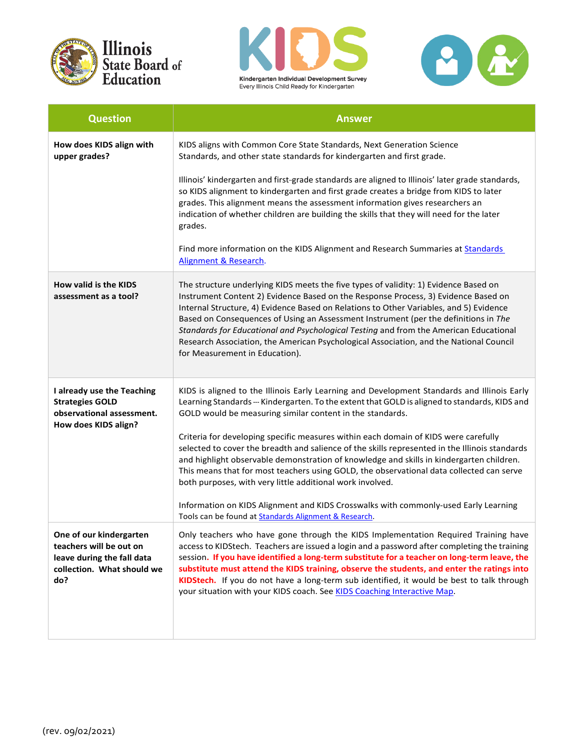| Question | Answer |
|---|---|
| **How does KIDS align with upper grades?** | KIDS aligns with Common Core State Standards, Next Generation Science Standards, and other state standards for kindergarten and first grade.<br><br>Illinois' kindergarten and first-grade standards are aligned to Illinois' later grade standards, so KIDS alignment to kindergarten and first grade creates a bridge from KIDS to later grades. This alignment means the assessment information gives researchers an indication of whether children are building the skills that they will need for the later grades.<br><br>Find more information on the KIDS Alignment and Research Summaries at [Standards Alignment & Research]. |
| **How valid is the KIDS assessment as a tool?** | The structure underlying KIDS meets the five types of validity: 1) Evidence Based on Instrument Content 2) Evidence Based on the Response Process, 3) Evidence Based on Internal Structure, 4) Evidence Based on Relations to Other Variables, and 5) Evidence Based on Consequences of Using an Assessment Instrument (per the definitions in *The Standards for Educational and Psychological Testing* and from the American Educational Research Association, the American Psychological Association, and the National Council for Measurement in Education). |
| **I already use the Teaching Strategies GOLD observational assessment. How does KIDS align?** | KIDS is aligned to the Illinois Early Learning and Development Standards and Illinois Early Learning Standards --- Kindergarten. To the extent that GOLD is aligned to standards, KIDS and GOLD would be measuring similar content in the standards.<br><br>Criteria for developing specific measures within each domain of KIDS were carefully selected to cover the breadth and salience of the skills represented in the Illinois standards and highlight observable demonstration of knowledge and skills in kindergarten children. This means that for most teachers using GOLD, the observational data collected can serve both purposes, with very little additional work involved.<br><br>Information on KIDS Alignment and KIDS Crosswalks with commonly-used Early Learning Tools can be found at [Standards Alignment & Research]. |
| **One of our kindergarten teachers will be out on leave during the fall data collection. What should we do?** | Only teachers who have gone through the KIDS Implementation Required Training have access to KIDStech. Teachers are issued a login and a password after completing the training session. **If you have identified a long-term substitute for a teacher on long-term leave, the substitute must attend the KIDS training, observe the students, and enter the ratings into KIDStech.** If you do not have a long-term sub identified, it would be best to talk through your situation with your KIDS coach. See [KIDS Coaching Interactive Map]. |

(rev. 09/02/2021)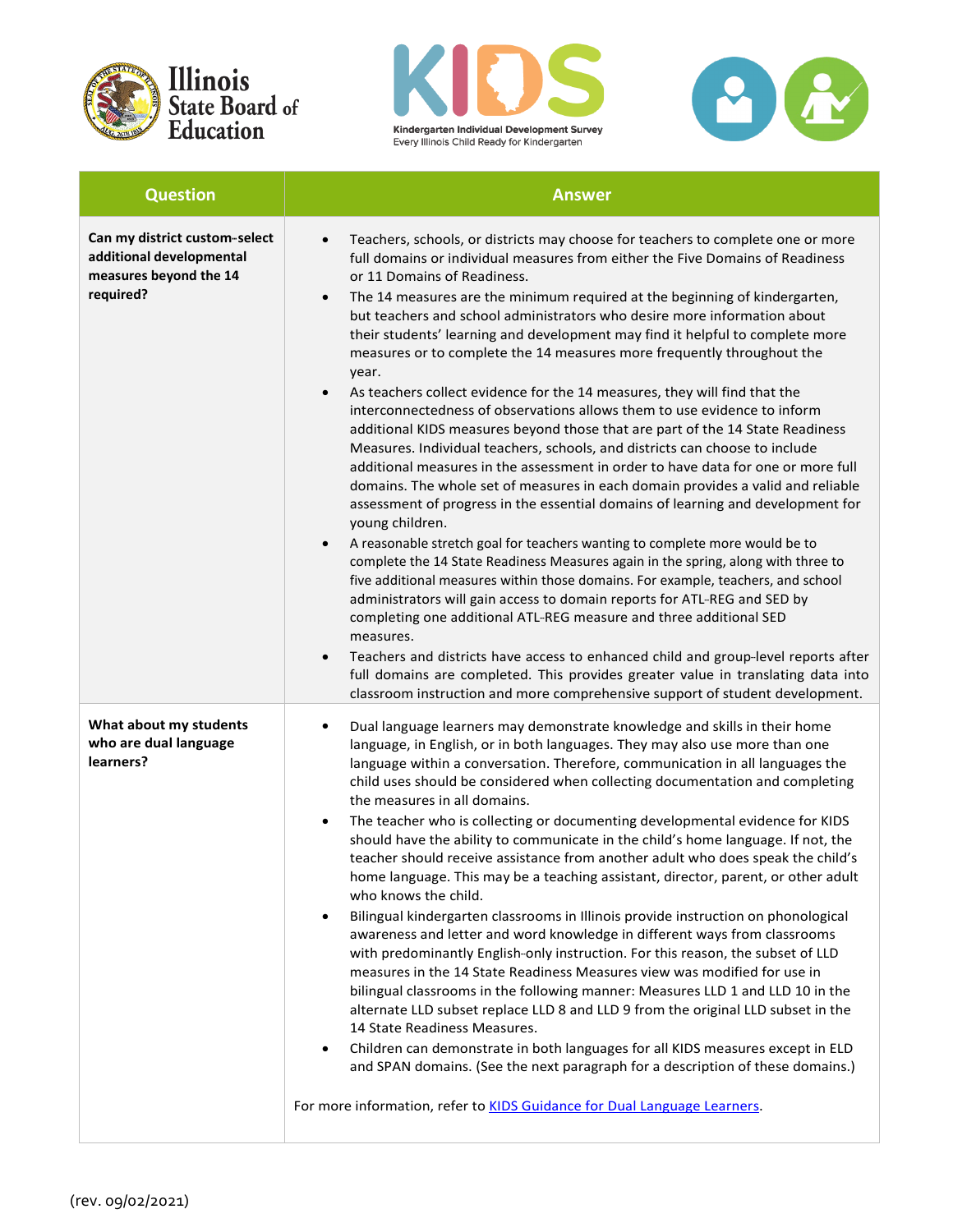| Question | Answer |
|---|---|
| **Can my district custom-select additional developmental measures beyond the 14 required?** | • Teachers, schools, or districts may choose for teachers to complete one or more full domains or individual measures from either the Five Domains of Readiness or 11 Domains of Readiness.<br>• The 14 measures are the minimum required at the beginning of kindergarten, but teachers and school administrators who desire more information about their students' learning and development may find it helpful to complete more measures or to complete the 14 measures more frequently throughout the year.<br>• As teachers collect evidence for the 14 measures, they will find that the interconnectedness of observations allows them to use evidence to inform additional KIDS measures beyond those that are part of the 14 State Readiness Measures. Individual teachers, schools, and districts can choose to include additional measures in the assessment in order to have data for one or more full domains. The whole set of measures in each domain provides a valid and reliable assessment of progress in the essential domains of learning and development for young children.<br>• A reasonable stretch goal for teachers wanting to complete more would be to complete the 14 State Readiness Measures again in the spring, along with three to five additional measures within those domains. For example, teachers, and school administrators will gain access to domain reports for ATL-REG and SED by completing one additional ATL-REG measure and three additional SED measures.<br>• Teachers and districts have access to enhanced child and group-level reports after full domains are completed. This provides greater value in translating data into classroom instruction and more comprehensive support of student development. |
| **What about my students who are dual language learners?** | • Dual language learners may demonstrate knowledge and skills in their home language, in English, or in both languages. They may also use more than one language within a conversation. Therefore, communication in all languages the child uses should be considered when collecting documentation and completing the measures in all domains.<br>• The teacher who is collecting or documenting developmental evidence for KIDS should have the ability to communicate in the child's home language. If not, the teacher should receive assistance from another adult who does speak the child's home language. This may be a teaching assistant, director, parent, or other adult who knows the child.<br>• Bilingual kindergarten classrooms in Illinois provide instruction on phonological awareness and letter and word knowledge in different ways from classrooms with predominantly English-only instruction. For this reason, the subset of LLD measures in the 14 State Readiness Measures view was modified for use in bilingual classrooms in the following manner: Measures LLD 1 and LLD 10 in the alternate LLD subset replace LLD 8 and LLD 9 from the original LLD subset in the 14 State Readiness Measures.<br>• Children can demonstrate in both languages for all KIDS measures except in ELD and SPAN domains. (See the next paragraph for a description of these domains.)<br><br>For more information, refer to [KIDS Guidance for Dual Language Learners]. |

(rev. 09/02/2021)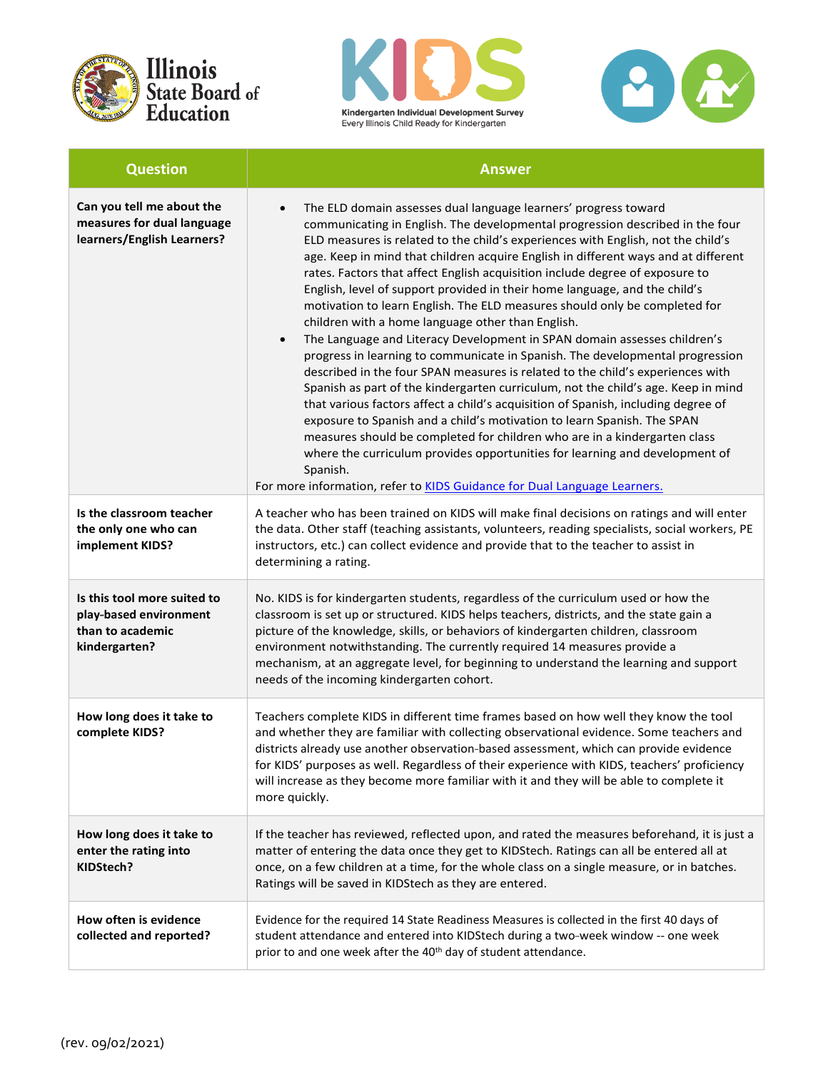| Question | Answer |
| --- | --- |
| **Can you tell me about the measures for dual language learners/English Learners?** | • The ELD domain assesses dual language learners' progress toward communicating in English. The developmental progression described in the four ELD measures is related to the child's experiences with English, not the child's age. Keep in mind that children acquire English in different ways and at different rates. Factors that affect English acquisition include degree of exposure to English, level of support provided in their home language, and the child's motivation to learn English. The ELD measures should only be completed for children with a home language other than English.<br>• The Language and Literacy Development in SPAN domain assesses children's progress in learning to communicate in Spanish. The developmental progression described in the four SPAN measures is related to the child's experiences with Spanish as part of the kindergarten curriculum, not the child's age. Keep in mind that various factors affect a child's acquisition of Spanish, including degree of exposure to Spanish and a child's motivation to learn Spanish. The SPAN measures should be completed for children who are in a kindergarten class where the curriculum provides opportunities for learning and development of Spanish.<br>For more information, refer to [KIDS Guidance for Dual Language Learners.]() |
| **Is the classroom teacher the only one who can implement KIDS?** | A teacher who has been trained on KIDS will make final decisions on ratings and will enter the data. Other staff (teaching assistants, volunteers, reading specialists, social workers, PE instructors, etc.) can collect evidence and provide that to the teacher to assist in determining a rating. |
| **Is this tool more suited to play-based environment than to academic kindergarten?** | No. KIDS is for kindergarten students, regardless of the curriculum used or how the classroom is set up or structured. KIDS helps teachers, districts, and the state gain a picture of the knowledge, skills, or behaviors of kindergarten children, classroom environment notwithstanding. The currently required 14 measures provide a mechanism, at an aggregate level, for beginning to understand the learning and support needs of the incoming kindergarten cohort. |
| **How long does it take to complete KIDS?** | Teachers complete KIDS in different time frames based on how well they know the tool and whether they are familiar with collecting observational evidence. Some teachers and districts already use another observation-based assessment, which can provide evidence for KIDS' purposes as well. Regardless of their experience with KIDS, teachers' proficiency will increase as they become more familiar with it and they will be able to complete it more quickly. |
| **How long does it take to enter the rating into KIDStech?** | If the teacher has reviewed, reflected upon, and rated the measures beforehand, it is just a matter of entering the data once they get to KIDStech. Ratings can all be entered all at once, on a few children at a time, for the whole class on a single measure, or in batches. Ratings will be saved in KIDStech as they are entered. |
| **How often is evidence collected and reported?** | Evidence for the required 14 State Readiness Measures is collected in the first 40 days of student attendance and entered into KIDStech during a two-week window -- one week prior to and one week after the 40th day of student attendance. |

(rev. 09/02/2021)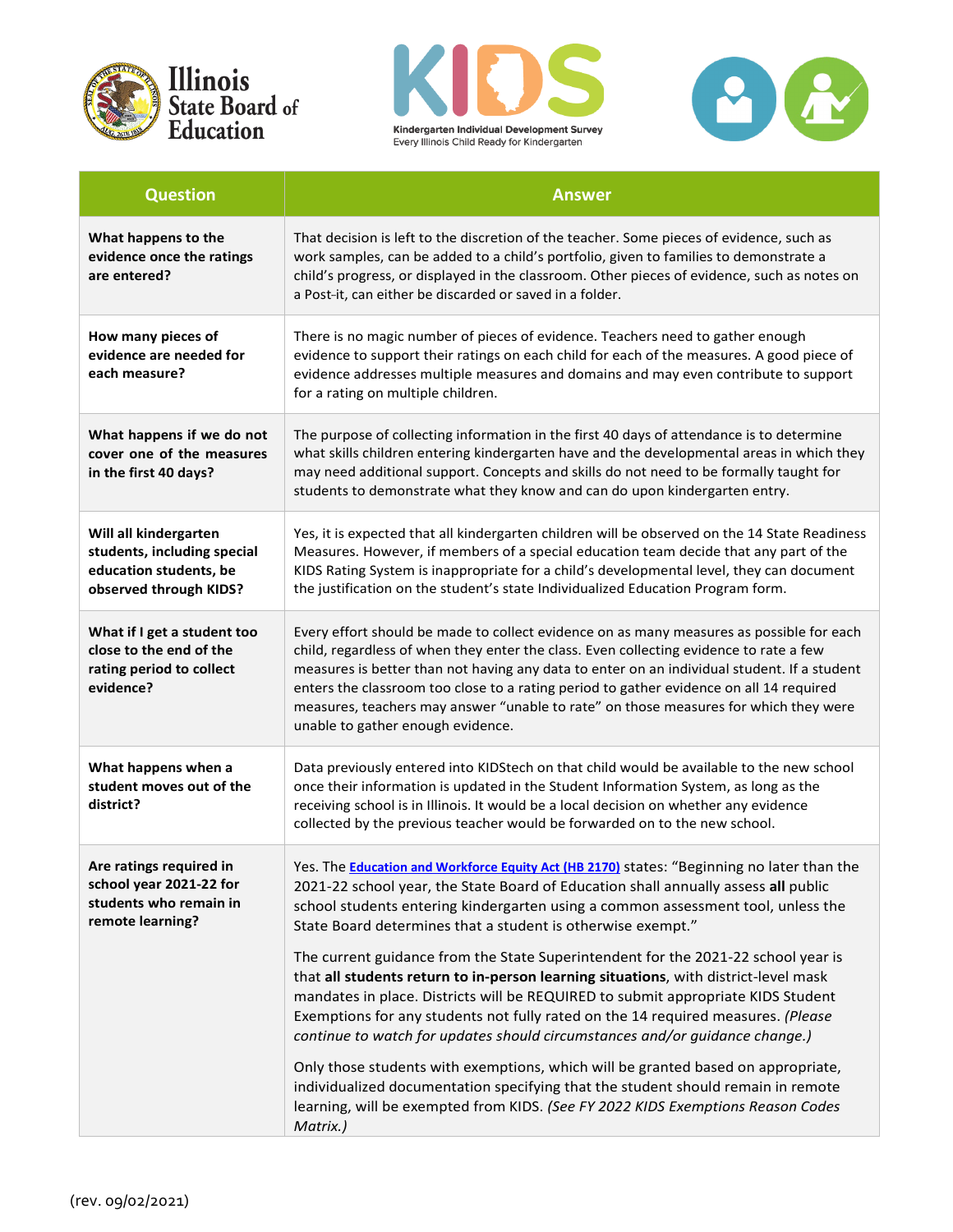| Question | Answer |
| --- | --- |
| **What happens to the evidence once the ratings are entered?** | That decision is left to the discretion of the teacher. Some pieces of evidence, such as work samples, can be added to a child's portfolio, given to families to demonstrate a child's progress, or displayed in the classroom. Other pieces of evidence, such as notes on a Post-it, can either be discarded or saved in a folder. |
| **How many pieces of evidence are needed for each measure?** | There is no magic number of pieces of evidence. Teachers need to gather enough evidence to support their ratings on each child for each of the measures. A good piece of evidence addresses multiple measures and domains and may even contribute to support for a rating on multiple children. |
| **What happens if we do not cover one of the measures in the first 40 days?** | The purpose of collecting information in the first 40 days of attendance is to determine what skills children entering kindergarten have and the developmental areas in which they may need additional support. Concepts and skills do not need to be formally taught for students to demonstrate what they know and can do upon kindergarten entry. |
| **Will all kindergarten students, including special education students, be observed through KIDS?** | Yes, it is expected that all kindergarten children will be observed on the 14 State Readiness Measures. However, if members of a special education team decide that any part of the KIDS Rating System is inappropriate for a child's developmental level, they can document the justification on the student's state Individualized Education Program form. |
| **What if I get a student too close to the end of the rating period to collect evidence?** | Every effort should be made to collect evidence on as many measures as possible for each child, regardless of when they enter the class. Even collecting evidence to rate a few measures is better than not having any data to enter on an individual student. If a student enters the classroom too close to a rating period to gather evidence on all 14 required measures, teachers may answer "unable to rate" on those measures for which they were unable to gather enough evidence. |
| **What happens when a student moves out of the district?** | Data previously entered into KIDStech on that child would be available to the new school once their information is updated in the Student Information System, as long as the receiving school is in Illinois. It would be a local decision on whether any evidence collected by the previous teacher would be forwarded on to the new school. |
| **Are ratings required in school year 2021-22 for students who remain in remote learning?** | Yes. The **Education and Workforce Equity Act (HB 2170)** states: "Beginning no later than the 2021-22 school year, the State Board of Education shall annually assess **all** public school students entering kindergarten using a common assessment tool, unless the State Board determines that a student is otherwise exempt."<br><br>The current guidance from the State Superintendent for the 2021-22 school year is that **all students return to in-person learning situations**, with district-level mask mandates in place. Districts will be REQUIRED to submit appropriate KIDS Student Exemptions for any students not fully rated on the 14 required measures. *(Please continue to watch for updates should circumstances and/or guidance change.)*<br><br>Only those students with exemptions, which will be granted based on appropriate, individualized documentation specifying that the student should remain in remote learning, will be exempted from KIDS. *(See FY 2022 KIDS Exemptions Reason Codes Matrix.)* |

(rev. 09/02/2021)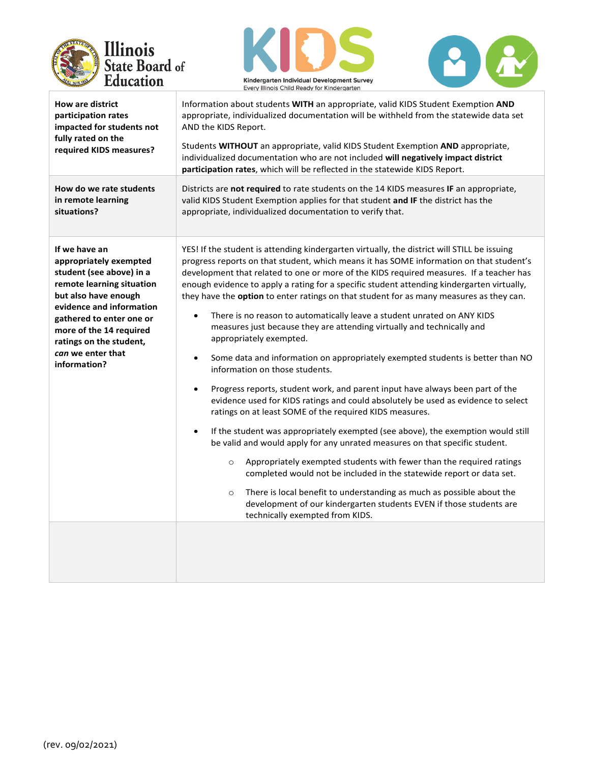| | |
|---|---|
| **How are district participation rates impacted for students not fully rated on the required KIDS measures?** | Information about students **WITH** an appropriate, valid KIDS Student Exemption **AND** appropriate, individualized documentation will be withheld from the statewide data set AND the KIDS Report.<br><br>Students **WITHOUT** an appropriate, valid KIDS Student Exemption **AND** appropriate, individualized documentation who are not included **will negatively impact district participation rates**, which will be reflected in the statewide KIDS Report. |
| **How do we rate students in remote learning situations?** | Districts are **not required** to rate students on the 14 KIDS measures **IF** an appropriate, valid KIDS Student Exemption applies for that student **and IF** the district has the appropriate, individualized documentation to verify that. |
| **If we have an appropriately exempted student (see above) in a remote learning situation but also have enough evidence and information gathered to enter one or more of the 14 required ratings on the student, *can* we enter that information?** | YES! If the student is attending kindergarten virtually, the district will STILL be issuing progress reports on that student, which means it has SOME information on that student's development that related to one or more of the KIDS required measures. If a teacher has enough evidence to apply a rating for a specific student attending kindergarten virtually, they have the **option** to enter ratings on that student for as many measures as they can.<br><br>• There is no reason to automatically leave a student unrated on ANY KIDS measures just because they are attending virtually and technically and appropriately exempted.<br>• Some data and information on appropriately exempted students is better than NO information on those students.<br>• Progress reports, student work, and parent input have always been part of the evidence used for KIDS ratings and could absolutely be used as evidence to select ratings on at least SOME of the required KIDS measures.<br>• If the student was appropriately exempted (see above), the exemption would still be valid and would apply for any unrated measures on that specific student.<br>&nbsp;&nbsp;&nbsp;&nbsp;○ Appropriately exempted students with fewer than the required ratings completed would not be included in the statewide report or data set.<br>&nbsp;&nbsp;&nbsp;&nbsp;○ There is local benefit to understanding as much as possible about the development of our kindergarten students EVEN if those students are technically exempted from KIDS. |
| | |

(rev. 09/02/2021)